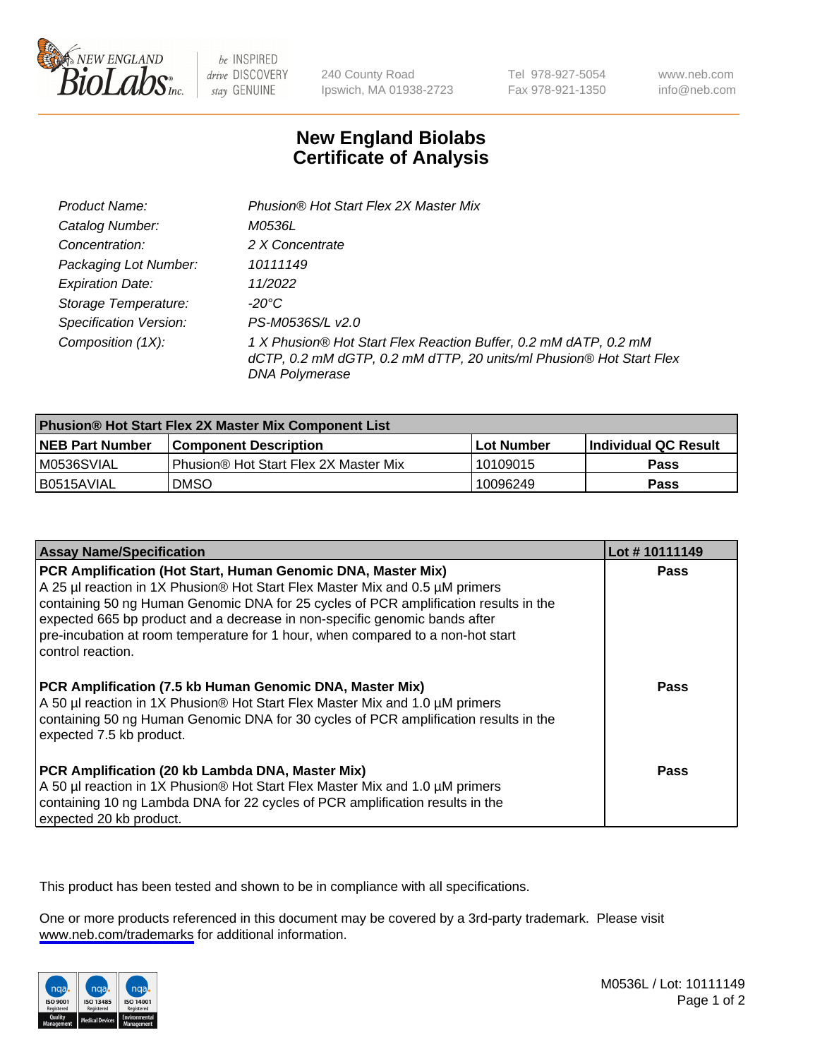# New England Biolabs Certificate of Analysis

| | |
|---|---|
| Product Name: | Phusion® Hot Start Flex 2X Master Mix |
| Catalog Number: | M0536L |
| Concentration: | 2 X Concentrate |
| Packaging Lot Number: | 10111149 |
| Expiration Date: | 11/2022 |
| Storage Temperature: | -20°C |
| Specification Version: | PS-M0536S/L v2.0 |
| Composition (1X): | 1 X Phusion® Hot Start Flex Reaction Buffer, 0.2 mM dATP, 0.2 mM dCTP, 0.2 mM dGTP, 0.2 mM dTTP, 20 units/ml Phusion® Hot Start Flex DNA Polymerase |

| Phusion® Hot Start Flex 2X Master Mix Component List | | | |
|---|---|---|---|
| **NEB Part Number** | **Component Description** | **Lot Number** | **Individual QC Result** |
| M0536SVIAL | Phusion® Hot Start Flex 2X Master Mix | 10109015 | **Pass** |
| B0515AVIAL | DMSO | 10096249 | **Pass** |

| Assay Name/Specification | Lot # 10111149 |
|---|---|
| **PCR Amplification (Hot Start, Human Genomic DNA, Master Mix)** A 25 µl reaction in 1X Phusion® Hot Start Flex Master Mix and 0.5 µM primers containing 50 ng Human Genomic DNA for 25 cycles of PCR amplification results in the expected 665 bp product and a decrease in non-specific genomic bands after pre-incubation at room temperature for 1 hour, when compared to a non-hot start control reaction. | **Pass** |
| **PCR Amplification (7.5 kb Human Genomic DNA, Master Mix)** A 50 µl reaction in 1X Phusion® Hot Start Flex Master Mix and 1.0 µM primers containing 50 ng Human Genomic DNA for 30 cycles of PCR amplification results in the expected 7.5 kb product. | **Pass** |
| **PCR Amplification (20 kb Lambda DNA, Master Mix)** A 50 µl reaction in 1X Phusion® Hot Start Flex Master Mix and 1.0 µM primers containing 10 ng Lambda DNA for 22 cycles of PCR amplification results in the expected 20 kb product. | **Pass** |

This product has been tested and shown to be in compliance with all specifications.

One or more products referenced in this document may be covered by a 3rd-party trademark. Please visit www.neb.com/trademarks for additional information.

M0536L / Lot: 10111149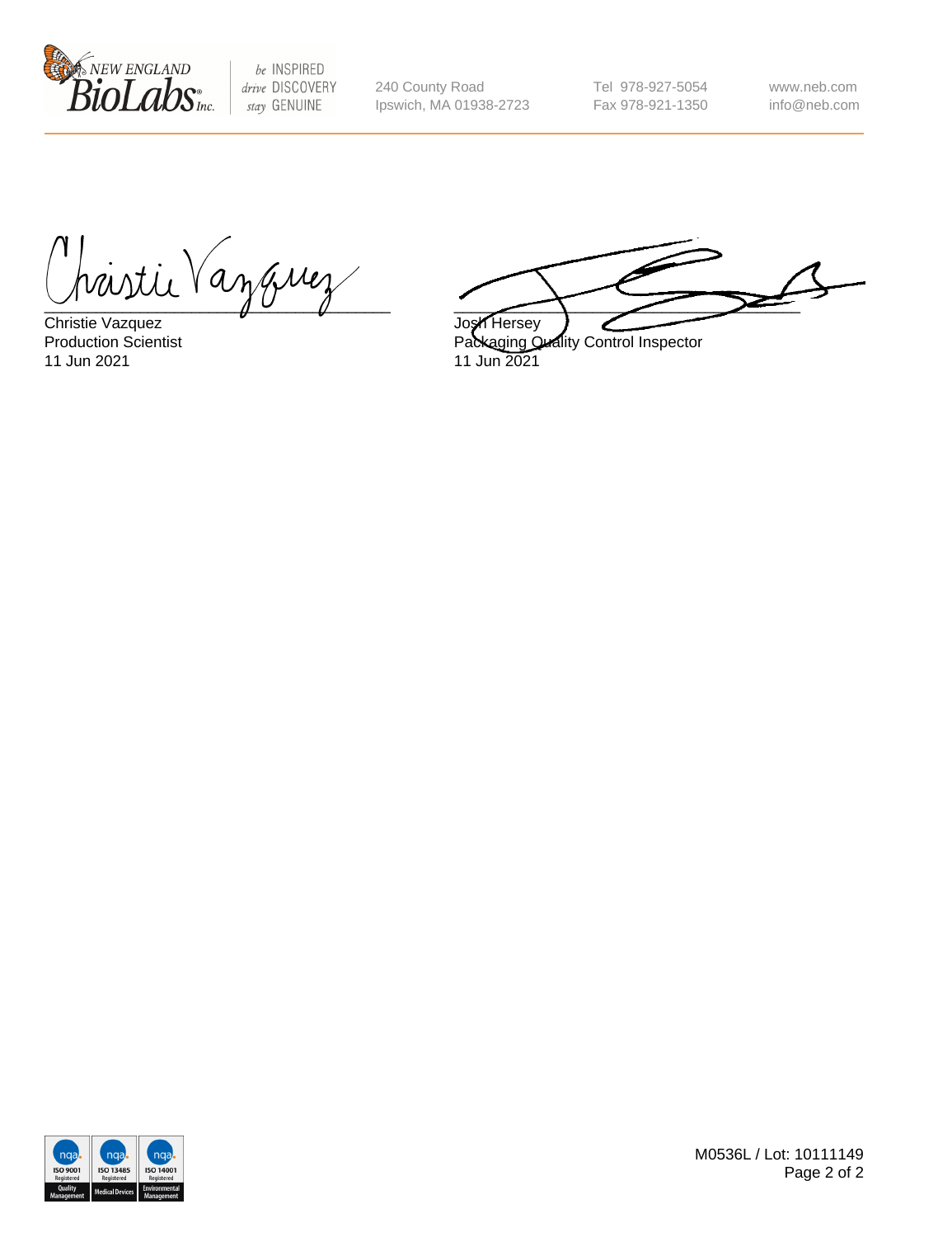Christie Vazquez
Production Scientist
11 Jun 2021

Josh Hersey
Packaging Quality Control Inspector
11 Jun 2021

M0536L / Lot: 10111149